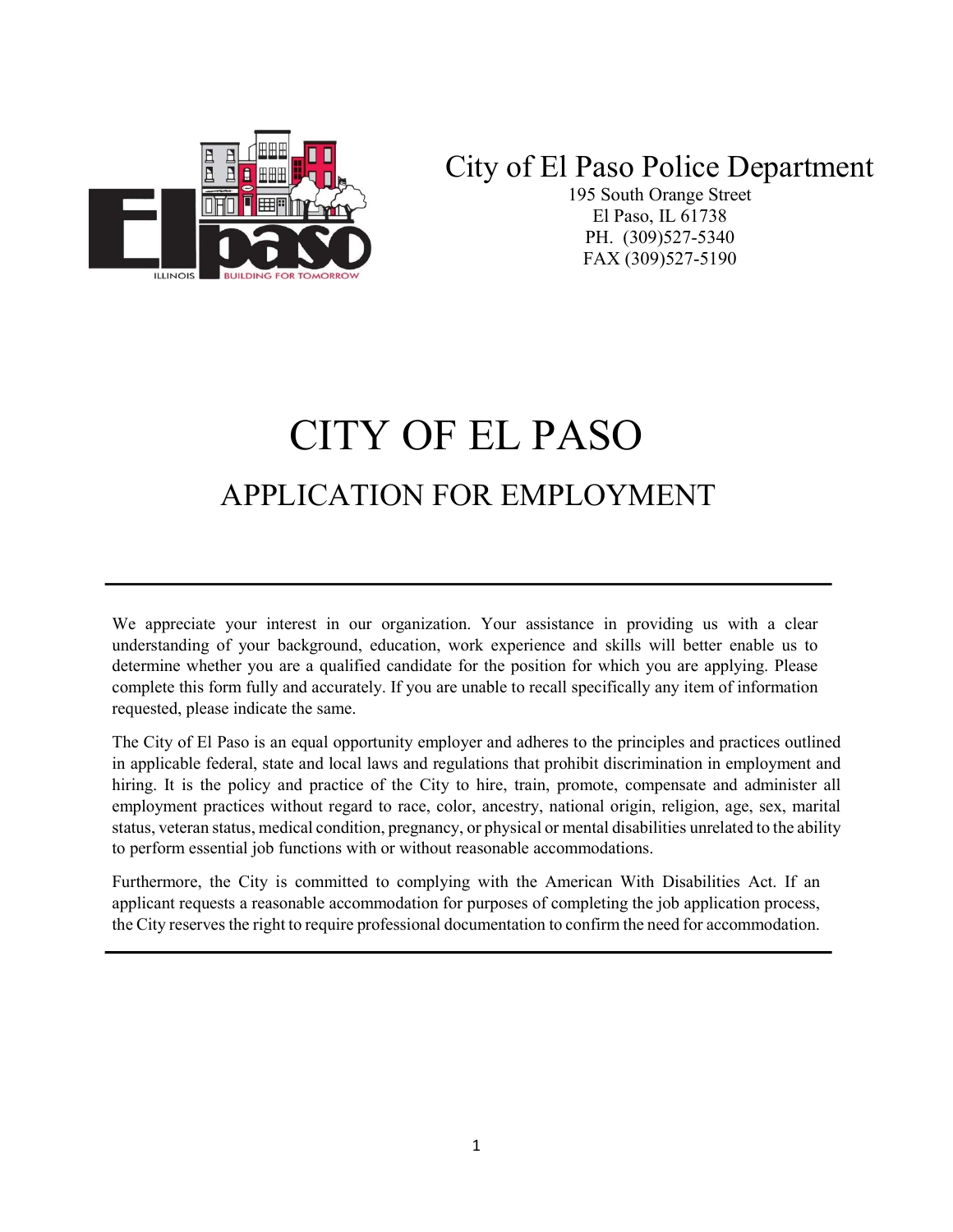City of El Paso Police Department

195 South Orange Street
El Paso, IL 61738
PH. (309)527-5340
FAX (309)527-5190

# CITY OF EL PASO

## APPLICATION FOR EMPLOYMENT

---

We appreciate your interest in our organization. Your assistance in providing us with a clear understanding of your background, education, work experience and skills will better enable us to determine whether you are a qualified candidate for the position for which you are applying. Please complete this form fully and accurately. If you are unable to recall specifically any item of information requested, please indicate the same.

The City of El Paso is an equal opportunity employer and adheres to the principles and practices outlined in applicable federal, state and local laws and regulations that prohibit discrimination in employment and hiring. It is the policy and practice of the City to hire, train, promote, compensate and administer all employment practices without regard to race, color, ancestry, national origin, religion, age, sex, marital status, veteran status, medical condition, pregnancy, or physical or mental disabilities unrelated to the ability to perform essential job functions with or without reasonable accommodations.

Furthermore, the City is committed to complying with the American With Disabilities Act. If an applicant requests a reasonable accommodation for purposes of completing the job application process, the City reserves the right to require professional documentation to confirm the need for accommodation.

---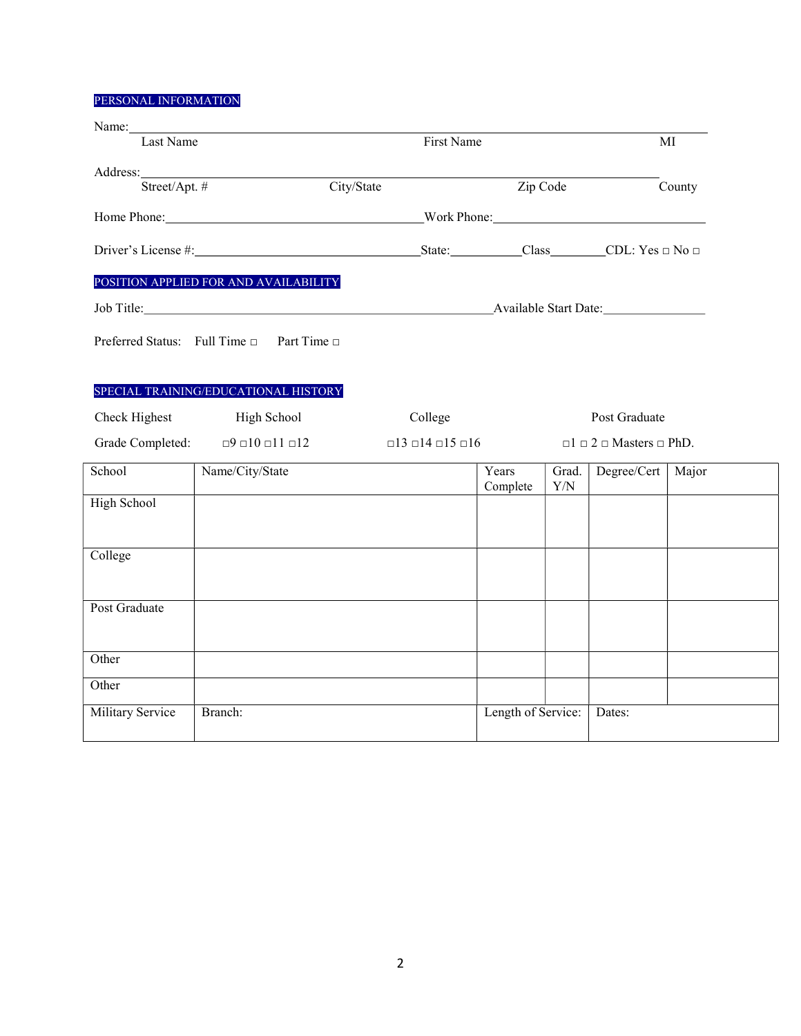## PERSONAL INFORMATION

Name:\_\_\_\_\_\_\_\_\_\_\_\_\_\_\_\_\_\_\_\_\_\_\_\_\_\_\_\_\_\_\_\_\_\_\_\_\_\_\_\_\_\_\_\_\_\_\_\_\_\_\_\_\_\_\_\_\_\_\_\_\_\_\_\_\_\_\_\_\_\_\_\_\_\_\_\_\_\_\_\_
Last Name First Name MI

Address:\_\_\_\_\_\_\_\_\_\_\_\_\_\_\_\_\_\_\_\_\_\_\_\_\_\_\_\_\_\_\_\_\_\_\_\_\_\_\_\_\_\_\_\_\_\_\_\_\_\_\_\_\_\_\_\_\_\_\_\_\_\_\_\_\_\_\_\_\_\_\_\_\_\_
Street/Apt. # City/State Zip Code County

Home Phone:\_\_\_\_\_\_\_\_\_\_\_\_\_\_\_\_\_\_\_\_\_\_\_\_\_\_\_\_\_\_\_\_\_\_\_\_\_\_Work Phone:\_\_\_\_\_\_\_\_\_\_\_\_\_\_\_\_\_\_\_\_\_\_\_\_\_\_\_\_\_\_\_\_\_\_

Driver's License #:\_\_\_\_\_\_\_\_\_\_\_\_\_\_\_\_\_\_\_\_\_\_\_\_\_\_\_\_\_\_\_\_\_State:\_\_\_\_\_\_\_\_\_\_\_Class\_\_\_\_\_\_\_\_CDL: Yes □ No □

## POSITION APPLIED FOR AND AVAILABILITY

Job Title:\_\_\_\_\_\_\_\_\_\_\_\_\_\_\_\_\_\_\_\_\_\_\_\_\_\_\_\_\_\_\_\_\_\_\_\_\_\_\_\_\_\_\_\_\_\_\_\_\_\_\_\_\_Available Start Date:\_\_\_\_\_\_\_\_\_\_\_\_\_\_\_\_

Preferred Status: Full Time □ Part Time □

## SPECIAL TRAINING/EDUCATIONAL HISTORY

| Check Highest Grade Completed: | High School | College | Post Graduate |
|---|---|---|---|
| | □9 □10 □11 □12 | □13 □14 □15 □16 | □1 □ 2 □ Masters □ PhD. |

| School | Name/City/State | Years Complete | Grad. Y/N | Degree/Cert | Major |
|---|---|---|---|---|---|
| High School | | | | | |
| College | | | | | |
| Post Graduate | | | | | |
| Other | | | | | |
| Other | | | | | |
| Military Service | Branch: | Length of Service: | | Dates: | |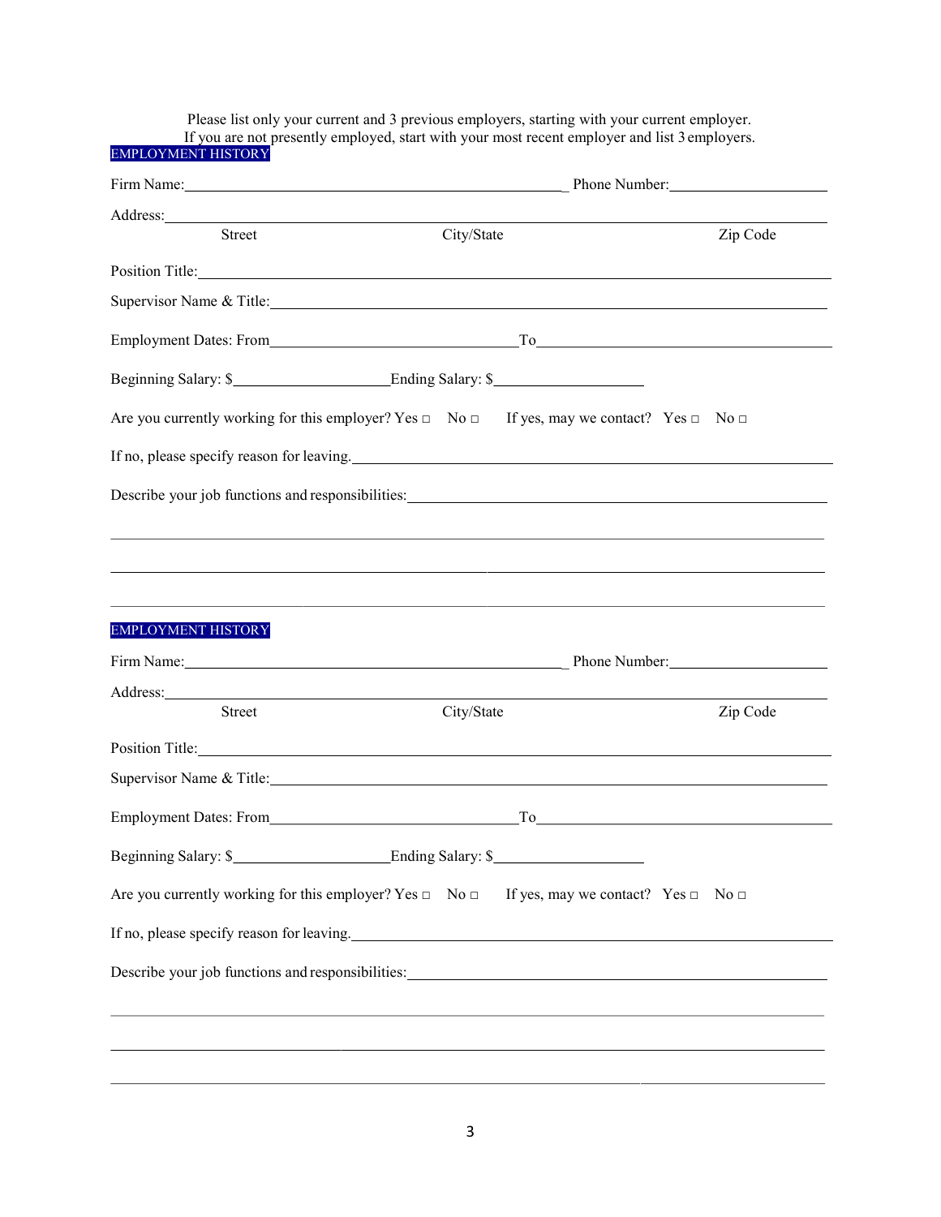Please list only your current and 3 previous employers, starting with your current employer.
If you are not presently employed, start with your most recent employer and list 3 employers.

## EMPLOYMENT HISTORY

Firm Name:_______________________________________________ Phone Number:____________________

Address:_____________________________________________________________________________
Street City/State Zip Code

Position Title:________________________________________________________________________

Supervisor Name & Title:________________________________________________________________

Employment Dates: From______________________________To____________________________________

Beginning Salary: $____________________Ending Salary: $____________________

Are you currently working for this employer? Yes □ No □ If yes, may we contact? Yes □ No □

If no, please specify reason for leaving.___________________________________________________

Describe your job functions and responsibilities:____________________________________________

_____________________________________________________________________________________

_____________________________________________________________________________________

_____________________________________________________________________________________

## EMPLOYMENT HISTORY

Firm Name:_______________________________________________ Phone Number:____________________

Address:_____________________________________________________________________________
Street City/State Zip Code

Position Title:________________________________________________________________________

Supervisor Name & Title:________________________________________________________________

Employment Dates: From______________________________To____________________________________

Beginning Salary: $____________________Ending Salary: $____________________

Are you currently working for this employer? Yes □ No □ If yes, may we contact? Yes □ No □

If no, please specify reason for leaving.___________________________________________________

Describe your job functions and responsibilities:____________________________________________

_____________________________________________________________________________________

_____________________________________________________________________________________

_____________________________________________________________________________________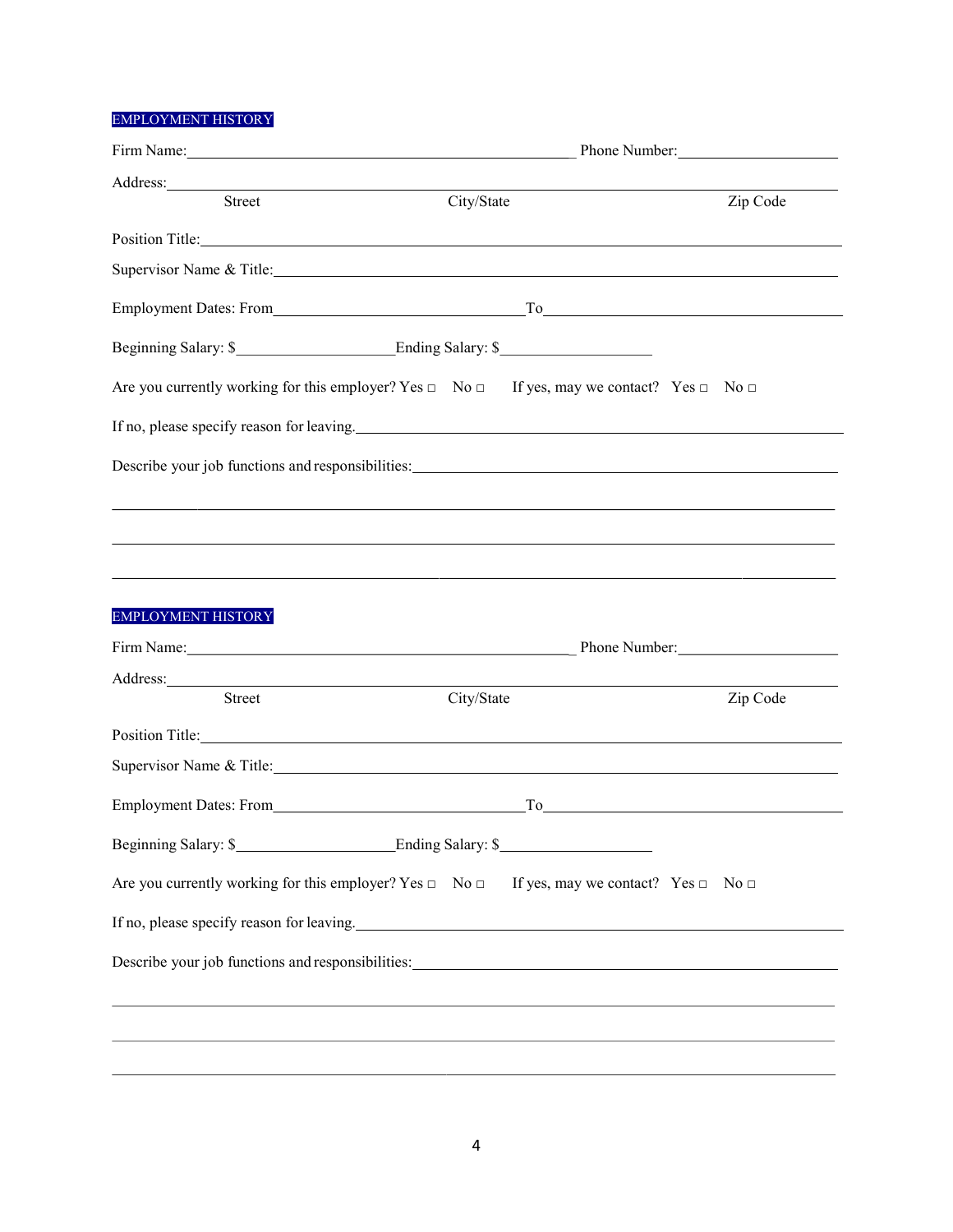## EMPLOYMENT HISTORY

Firm Name:_______________________________________________ Phone Number:____________________

Address:_____________________________________________________________________________

Street                                   City/State                                   Zip Code

Position Title:_________________________________________________________________________

Supervisor Name & Title:_________________________________________________________________

Employment Dates: From_______________________________To_______________________________

Beginning Salary: $____________________Ending Salary: $____________________

Are you currently working for this employer? Yes □ No □     If yes, may we contact? Yes □ No □

If no, please specify reason for leaving._____________________________________________________

Describe your job functions and responsibilities:_______________________________________________

_____________________________________________________________________________________

_____________________________________________________________________________________

_____________________________________________________________________________________

## EMPLOYMENT HISTORY

Firm Name:_______________________________________________ Phone Number:____________________

Address:_____________________________________________________________________________

Street                                   City/State                                   Zip Code

Position Title:_________________________________________________________________________

Supervisor Name & Title:_________________________________________________________________

Employment Dates: From_______________________________To_______________________________

Beginning Salary: $____________________Ending Salary: $____________________

Are you currently working for this employer? Yes □ No □     If yes, may we contact? Yes □ No □

If no, please specify reason for leaving._____________________________________________________

Describe your job functions and responsibilities:_______________________________________________

_____________________________________________________________________________________

_____________________________________________________________________________________

_____________________________________________________________________________________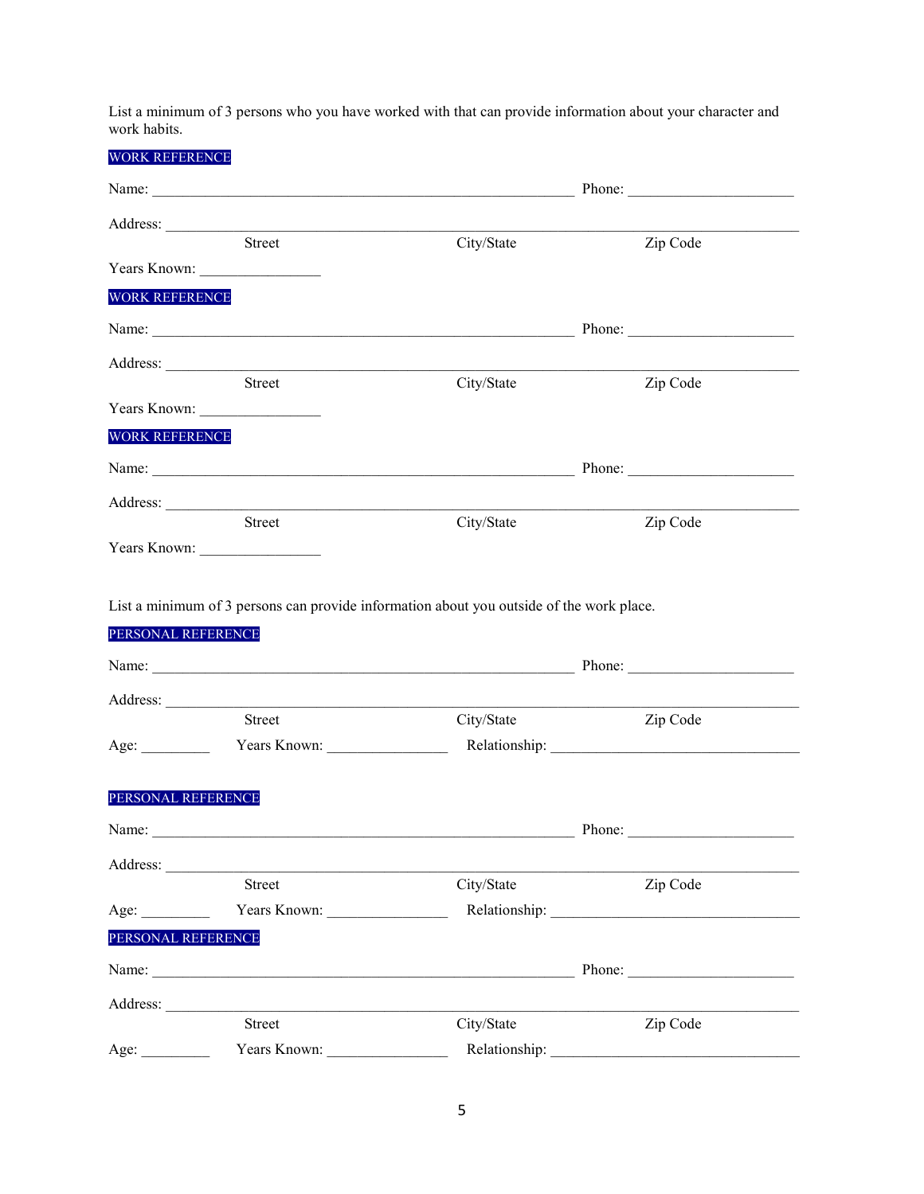List a minimum of 3 persons who you have worked with that can provide information about your character and work habits.

**WORK REFERENCE**

Name: ______________________________________________ Phone: ____________________

Address: ______________________________________________________________________
Street City/State Zip Code

Years Known: ______________

**WORK REFERENCE**

Name: ______________________________________________ Phone: ____________________

Address: ______________________________________________________________________
Street City/State Zip Code

Years Known: ______________

**WORK REFERENCE**

Name: ______________________________________________ Phone: ____________________

Address: ______________________________________________________________________
Street City/State Zip Code

Years Known: ______________

List a minimum of 3 persons can provide information about you outside of the work place.

**PERSONAL REFERENCE**

Name: ______________________________________________ Phone: ____________________

Address: ______________________________________________________________________
Street City/State Zip Code

Age: ________ Years Known: ______________ Relationship: ______________________________

**PERSONAL REFERENCE**

Name: ______________________________________________ Phone: ____________________

Address: ______________________________________________________________________
Street City/State Zip Code

Age: ________ Years Known: ______________ Relationship: ______________________________

**PERSONAL REFERENCE**

Name: ______________________________________________ Phone: ____________________

Address: ______________________________________________________________________
Street City/State Zip Code

Age: ________ Years Known: ______________ Relationship: ______________________________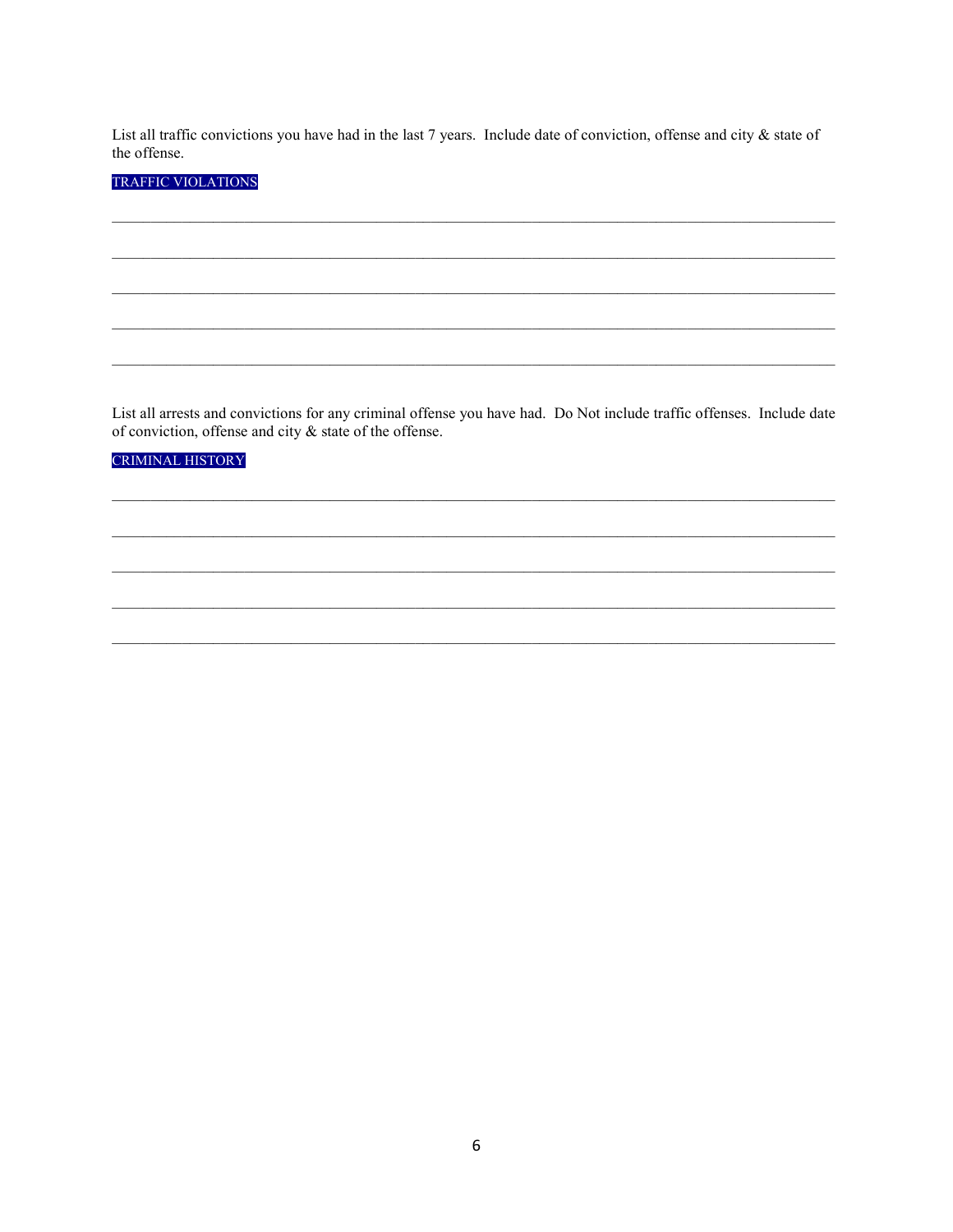List all traffic convictions you have had in the last 7 years. Include date of conviction, offense and city & state of the offense.

TRAFFIC VIOLATIONS

\_\_\_\_\_\_\_\_\_\_\_\_\_\_\_\_\_\_\_\_\_\_\_\_\_\_\_\_\_\_\_\_\_\_\_\_\_\_\_\_\_\_\_\_\_\_\_\_\_\_\_\_\_\_\_\_\_\_\_\_\_\_\_\_\_\_\_\_\_\_\_\_\_\_\_\_

\_\_\_\_\_\_\_\_\_\_\_\_\_\_\_\_\_\_\_\_\_\_\_\_\_\_\_\_\_\_\_\_\_\_\_\_\_\_\_\_\_\_\_\_\_\_\_\_\_\_\_\_\_\_\_\_\_\_\_\_\_\_\_\_\_\_\_\_\_\_\_\_\_\_\_\_

\_\_\_\_\_\_\_\_\_\_\_\_\_\_\_\_\_\_\_\_\_\_\_\_\_\_\_\_\_\_\_\_\_\_\_\_\_\_\_\_\_\_\_\_\_\_\_\_\_\_\_\_\_\_\_\_\_\_\_\_\_\_\_\_\_\_\_\_\_\_\_\_\_\_\_\_

\_\_\_\_\_\_\_\_\_\_\_\_\_\_\_\_\_\_\_\_\_\_\_\_\_\_\_\_\_\_\_\_\_\_\_\_\_\_\_\_\_\_\_\_\_\_\_\_\_\_\_\_\_\_\_\_\_\_\_\_\_\_\_\_\_\_\_\_\_\_\_\_\_\_\_\_

\_\_\_\_\_\_\_\_\_\_\_\_\_\_\_\_\_\_\_\_\_\_\_\_\_\_\_\_\_\_\_\_\_\_\_\_\_\_\_\_\_\_\_\_\_\_\_\_\_\_\_\_\_\_\_\_\_\_\_\_\_\_\_\_\_\_\_\_\_\_\_\_\_\_\_\_

List all arrests and convictions for any criminal offense you have had. Do Not include traffic offenses. Include date of conviction, offense and city & state of the offense.

CRIMINAL HISTORY

\_\_\_\_\_\_\_\_\_\_\_\_\_\_\_\_\_\_\_\_\_\_\_\_\_\_\_\_\_\_\_\_\_\_\_\_\_\_\_\_\_\_\_\_\_\_\_\_\_\_\_\_\_\_\_\_\_\_\_\_\_\_\_\_\_\_\_\_\_\_\_\_\_\_\_\_

\_\_\_\_\_\_\_\_\_\_\_\_\_\_\_\_\_\_\_\_\_\_\_\_\_\_\_\_\_\_\_\_\_\_\_\_\_\_\_\_\_\_\_\_\_\_\_\_\_\_\_\_\_\_\_\_\_\_\_\_\_\_\_\_\_\_\_\_\_\_\_\_\_\_\_\_

\_\_\_\_\_\_\_\_\_\_\_\_\_\_\_\_\_\_\_\_\_\_\_\_\_\_\_\_\_\_\_\_\_\_\_\_\_\_\_\_\_\_\_\_\_\_\_\_\_\_\_\_\_\_\_\_\_\_\_\_\_\_\_\_\_\_\_\_\_\_\_\_\_\_\_\_

\_\_\_\_\_\_\_\_\_\_\_\_\_\_\_\_\_\_\_\_\_\_\_\_\_\_\_\_\_\_\_\_\_\_\_\_\_\_\_\_\_\_\_\_\_\_\_\_\_\_\_\_\_\_\_\_\_\_\_\_\_\_\_\_\_\_\_\_\_\_\_\_\_\_\_\_

\_\_\_\_\_\_\_\_\_\_\_\_\_\_\_\_\_\_\_\_\_\_\_\_\_\_\_\_\_\_\_\_\_\_\_\_\_\_\_\_\_\_\_\_\_\_\_\_\_\_\_\_\_\_\_\_\_\_\_\_\_\_\_\_\_\_\_\_\_\_\_\_\_\_\_\_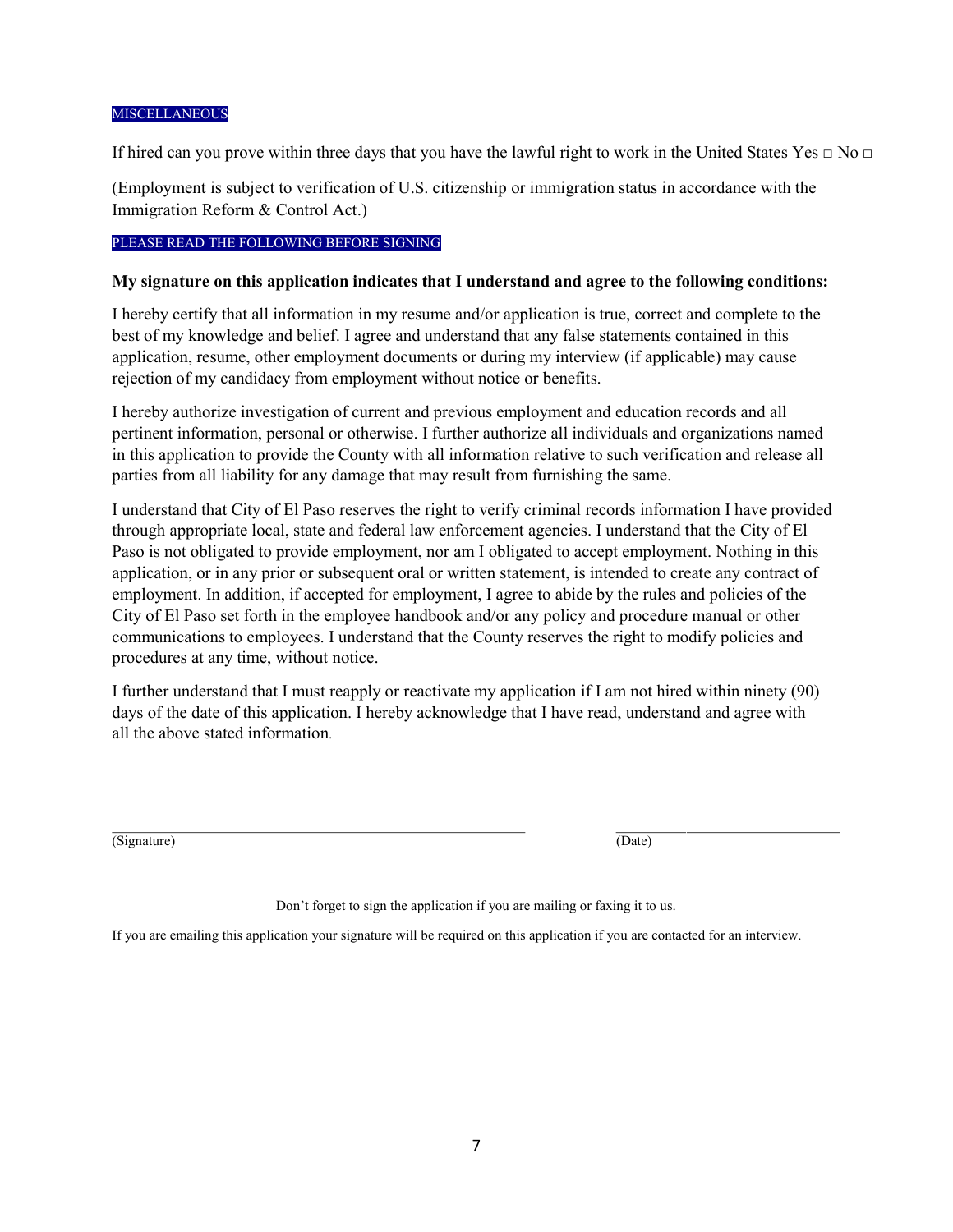## MISCELLANEOUS

If hired can you prove within three days that you have the lawful right to work in the United States Yes □ No □

(Employment is subject to verification of U.S. citizenship or immigration status in accordance with the Immigration Reform & Control Act.)

## PLEASE READ THE FOLLOWING BEFORE SIGNING

**My signature on this application indicates that I understand and agree to the following conditions:**

I hereby certify that all information in my resume and/or application is true, correct and complete to the best of my knowledge and belief. I agree and understand that any false statements contained in this application, resume, other employment documents or during my interview (if applicable) may cause rejection of my candidacy from employment without notice or benefits.

I hereby authorize investigation of current and previous employment and education records and all pertinent information, personal or otherwise. I further authorize all individuals and organizations named in this application to provide the County with all information relative to such verification and release all parties from all liability for any damage that may result from furnishing the same.

I understand that City of El Paso reserves the right to verify criminal records information I have provided through appropriate local, state and federal law enforcement agencies. I understand that the City of El Paso is not obligated to provide employment, nor am I obligated to accept employment. Nothing in this application, or in any prior or subsequent oral or written statement, is intended to create any contract of employment. In addition, if accepted for employment, I agree to abide by the rules and policies of the City of El Paso set forth in the employee handbook and/or any policy and procedure manual or other communications to employees. I understand that the County reserves the right to modify policies and procedures at any time, without notice.

I further understand that I must reapply or reactivate my application if I am not hired within ninety (90) days of the date of this application. I hereby acknowledge that I have read, understand and agree with all the above stated information.

______________________________________________________ (Signature)

______________________________ (Date)

Don't forget to sign the application if you are mailing or faxing it to us.

If you are emailing this application your signature will be required on this application if you are contacted for an interview.